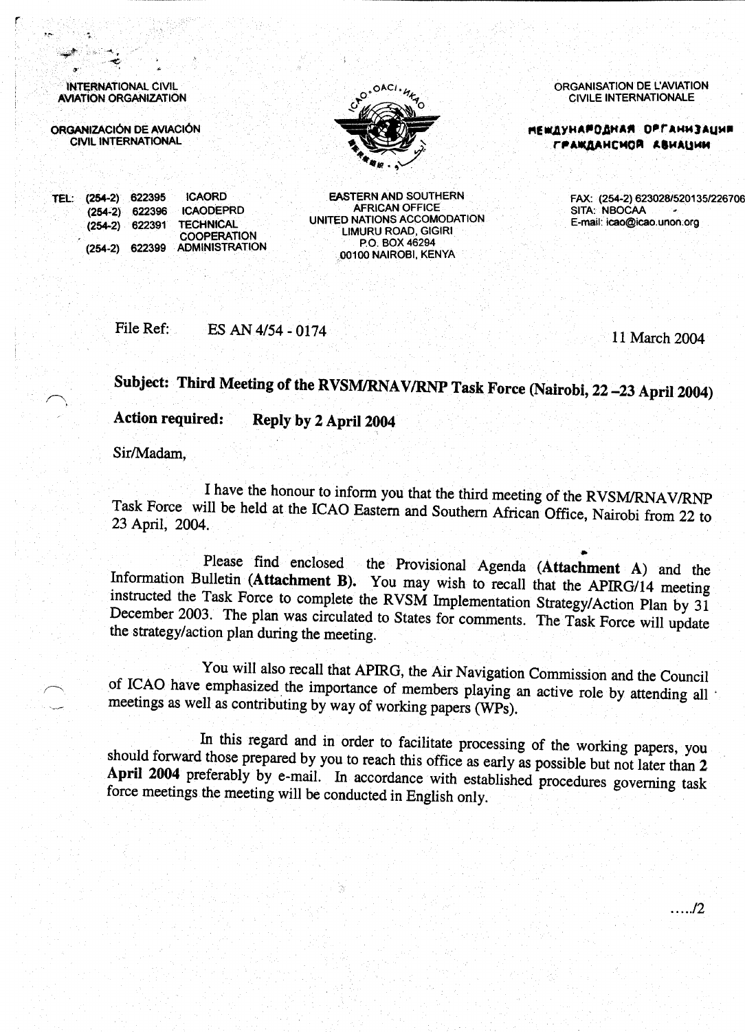INTERNATIONAL CIVIL AVIATION ORGANIZATION

ORGANIZACIÓN DE AVIACIÓN CIVIL INTERNATIONAL

ORGANISATION DE L'AVIATION CIVILE INTERNATIONALE

МЕЖДУНАРОДНАЯ ОРГАНИЗАЦИЯ ГРАЖДАНСКОЙ АВИАЦИИ

TEL: (254-2) 622395 ICAORD
(254-2) 622396 ICAODEPRD
(254-2) 622391 TECHNICAL COOPERATION
(254-2) 622399 ADMINISTRATION

EASTERN AND SOUTHERN AFRICAN OFFICE
UNITED NATIONS ACCOMODATION
LIMURU ROAD, GIGIRI
P.O. BOX 46294
00100 NAIROBI, KENYA

FAX: (254-2) 623028/520135/226706
SITA: NBOCAA
E-mail: icao@icao.unon.org

File Ref: ES AN 4/54 - 0174

11 March 2004

**Subject: Third Meeting of the RVSM/RNAV/RNP Task Force (Nairobi, 22 –23 April 2004)**

**Action required: Reply by 2 April 2004**

Sir/Madam,

I have the honour to inform you that the third meeting of the RVSM/RNAV/RNP Task Force will be held at the ICAO Eastern and Southern African Office, Nairobi from 22 to 23 April, 2004.

Please find enclosed the Provisional Agenda (**Attachment A**) and the Information Bulletin (**Attachment B**). You may wish to recall that the APIRG/14 meeting instructed the Task Force to complete the RVSM Implementation Strategy/Action Plan by 31 December 2003. The plan was circulated to States for comments. The Task Force will update the strategy/action plan during the meeting.

You will also recall that APIRG, the Air Navigation Commission and the Council of ICAO have emphasized the importance of members playing an active role by attending all meetings as well as contributing by way of working papers (WPs).

In this regard and in order to facilitate processing of the working papers, you should forward those prepared by you to reach this office as early as possible but not later than **2 April 2004** preferably by e-mail. In accordance with established procedures governing task force meetings the meeting will be conducted in English only.

...../2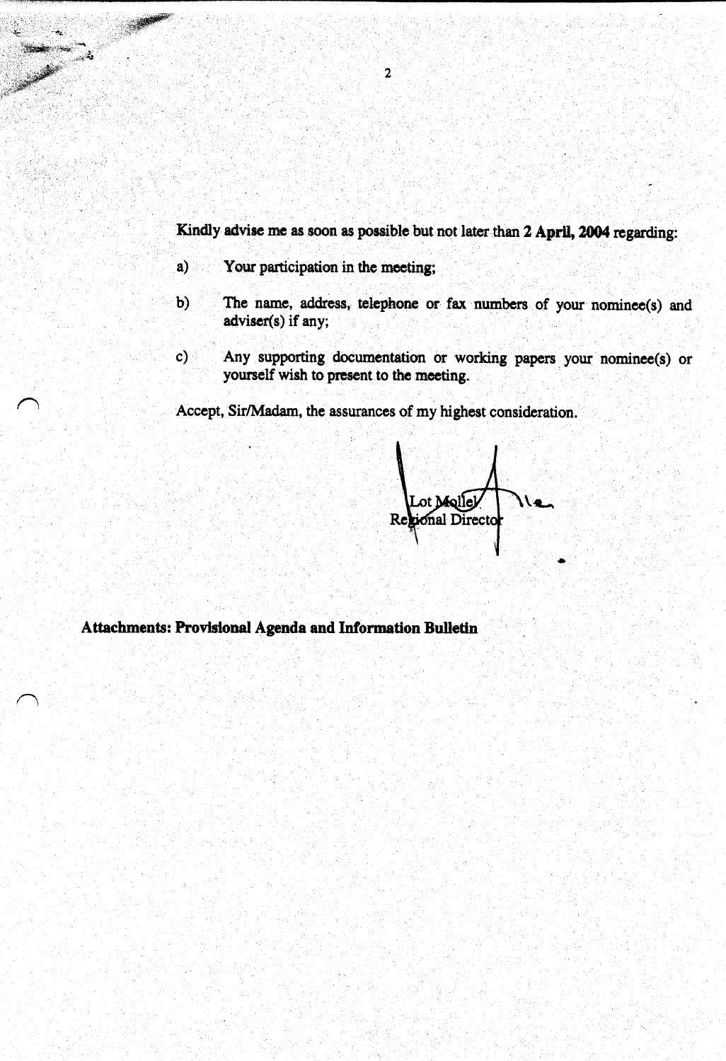Kindly advise me as soon as possible but not later than **2 April, 2004** regarding:

a) Your participation in the meeting;

b) The name, address, telephone or fax numbers of your nominee(s) and adviser(s) if any;

c) Any supporting documentation or working papers your nominee(s) or yourself wish to present to the meeting.

Accept, Sir/Madam, the assurances of my highest consideration.

Lot Mollel
Regional Director

**Attachments: Provisional Agenda and Information Bulletin**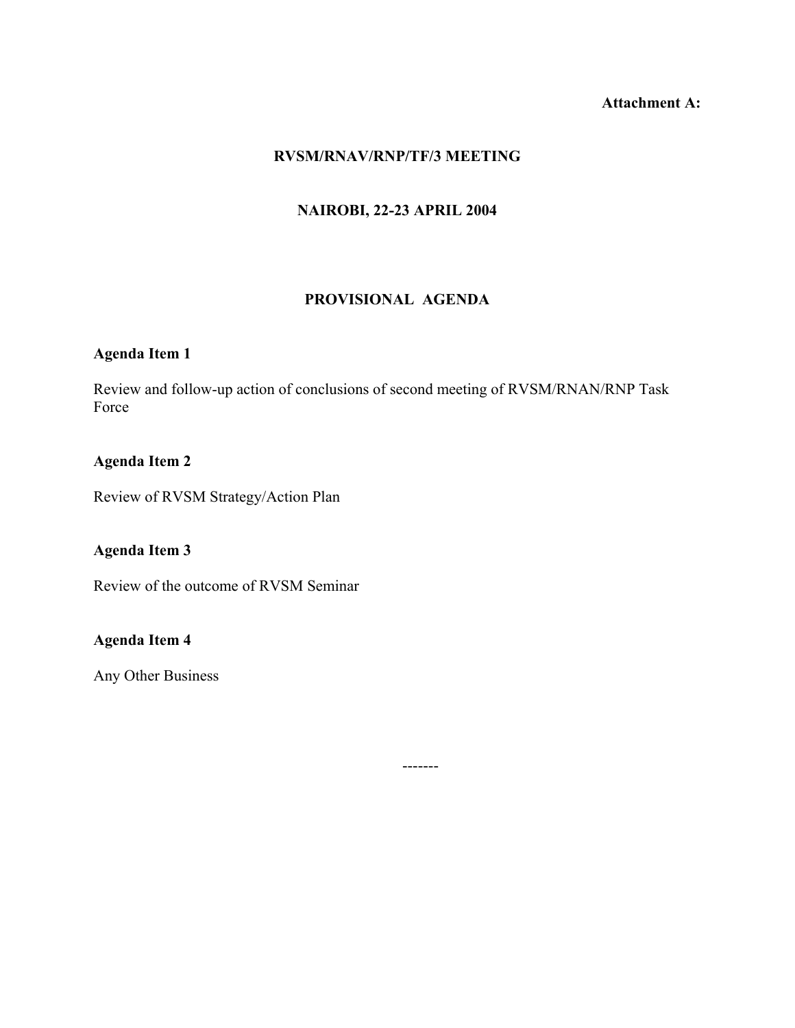**Attachment A:**

# RVSM/RNAV/RNP/TF/3 MEETING

## NAIROBI, 22-23 APRIL 2004

## PROVISIONAL AGENDA

**Agenda Item 1**

Review and follow-up action of conclusions of second meeting of RVSM/RNAN/RNP Task Force

**Agenda Item 2**

Review of RVSM Strategy/Action Plan

**Agenda Item 3**

Review of the outcome of RVSM Seminar

**Agenda Item 4**

Any Other Business

-------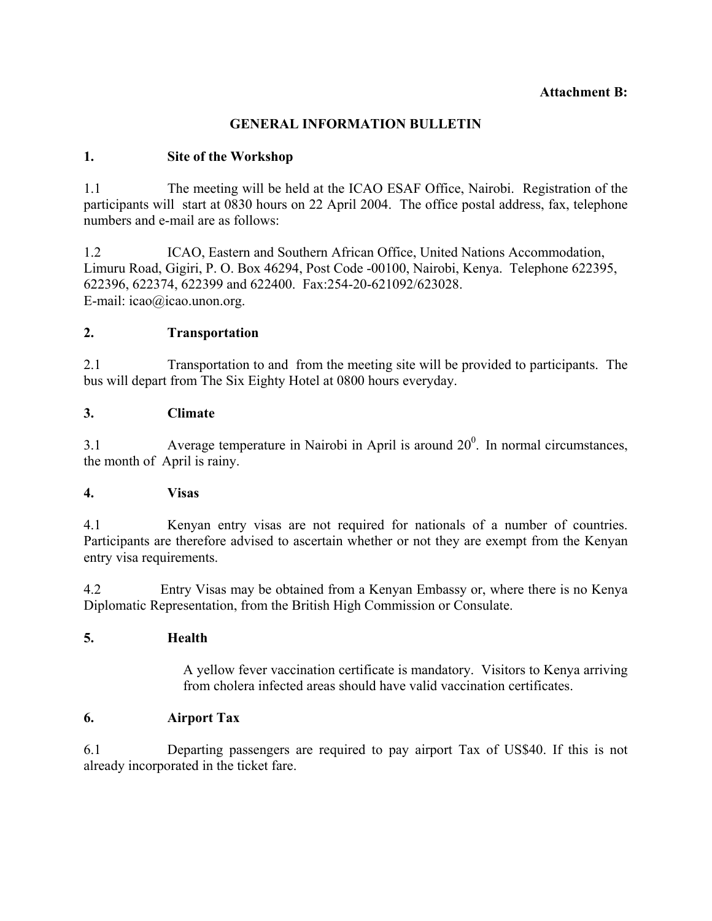**Attachment B:**

## GENERAL INFORMATION BULLETIN

### 1. Site of the Workshop

1.1 The meeting will be held at the ICAO ESAF Office, Nairobi. Registration of the participants will start at 0830 hours on 22 April 2004. The office postal address, fax, telephone numbers and e-mail are as follows:

1.2 ICAO, Eastern and Southern African Office, United Nations Accommodation, Limuru Road, Gigiri, P. O. Box 46294, Post Code -00100, Nairobi, Kenya. Telephone 622395, 622396, 622374, 622399 and 622400. Fax:254-20-621092/623028.
E-mail: icao@icao.unon.org.

### 2. Transportation

2.1 Transportation to and from the meeting site will be provided to participants. The bus will depart from The Six Eighty Hotel at 0800 hours everyday.

### 3. Climate

3.1 Average temperature in Nairobi in April is around $20^0$. In normal circumstances, the month of April is rainy.

### 4. Visas

4.1 Kenyan entry visas are not required for nationals of a number of countries. Participants are therefore advised to ascertain whether or not they are exempt from the Kenyan entry visa requirements.

4.2 Entry Visas may be obtained from a Kenyan Embassy or, where there is no Kenya Diplomatic Representation, from the British High Commission or Consulate.

### 5. Health

A yellow fever vaccination certificate is mandatory. Visitors to Kenya arriving from cholera infected areas should have valid vaccination certificates.

### 6. Airport Tax

6.1 Departing passengers are required to pay airport Tax of US$40. If this is not already incorporated in the ticket fare.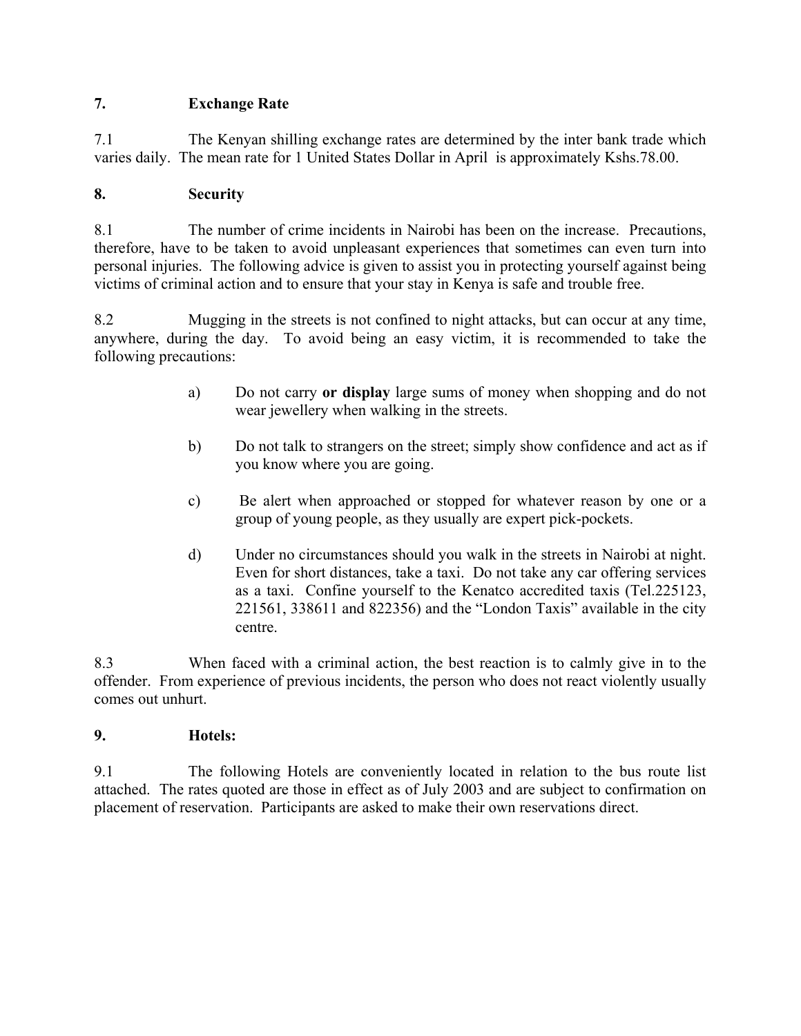## 7. Exchange Rate

7.1 The Kenyan shilling exchange rates are determined by the inter bank trade which varies daily. The mean rate for 1 United States Dollar in April is approximately Kshs.78.00.

## 8. Security

8.1 The number of crime incidents in Nairobi has been on the increase. Precautions, therefore, have to be taken to avoid unpleasant experiences that sometimes can even turn into personal injuries. The following advice is given to assist you in protecting yourself against being victims of criminal action and to ensure that your stay in Kenya is safe and trouble free.

8.2 Mugging in the streets is not confined to night attacks, but can occur at any time, anywhere, during the day. To avoid being an easy victim, it is recommended to take the following precautions:

a) Do not carry **or display** large sums of money when shopping and do not wear jewellery when walking in the streets.

b) Do not talk to strangers on the street; simply show confidence and act as if you know where you are going.

c) Be alert when approached or stopped for whatever reason by one or a group of young people, as they usually are expert pick-pockets.

d) Under no circumstances should you walk in the streets in Nairobi at night. Even for short distances, take a taxi. Do not take any car offering services as a taxi. Confine yourself to the Kenatco accredited taxis (Tel.225123, 221561, 338611 and 822356) and the "London Taxis" available in the city centre.

8.3 When faced with a criminal action, the best reaction is to calmly give in to the offender. From experience of previous incidents, the person who does not react violently usually comes out unhurt.

## 9. Hotels:

9.1 The following Hotels are conveniently located in relation to the bus route list attached. The rates quoted are those in effect as of July 2003 and are subject to confirmation on placement of reservation. Participants are asked to make their own reservations direct.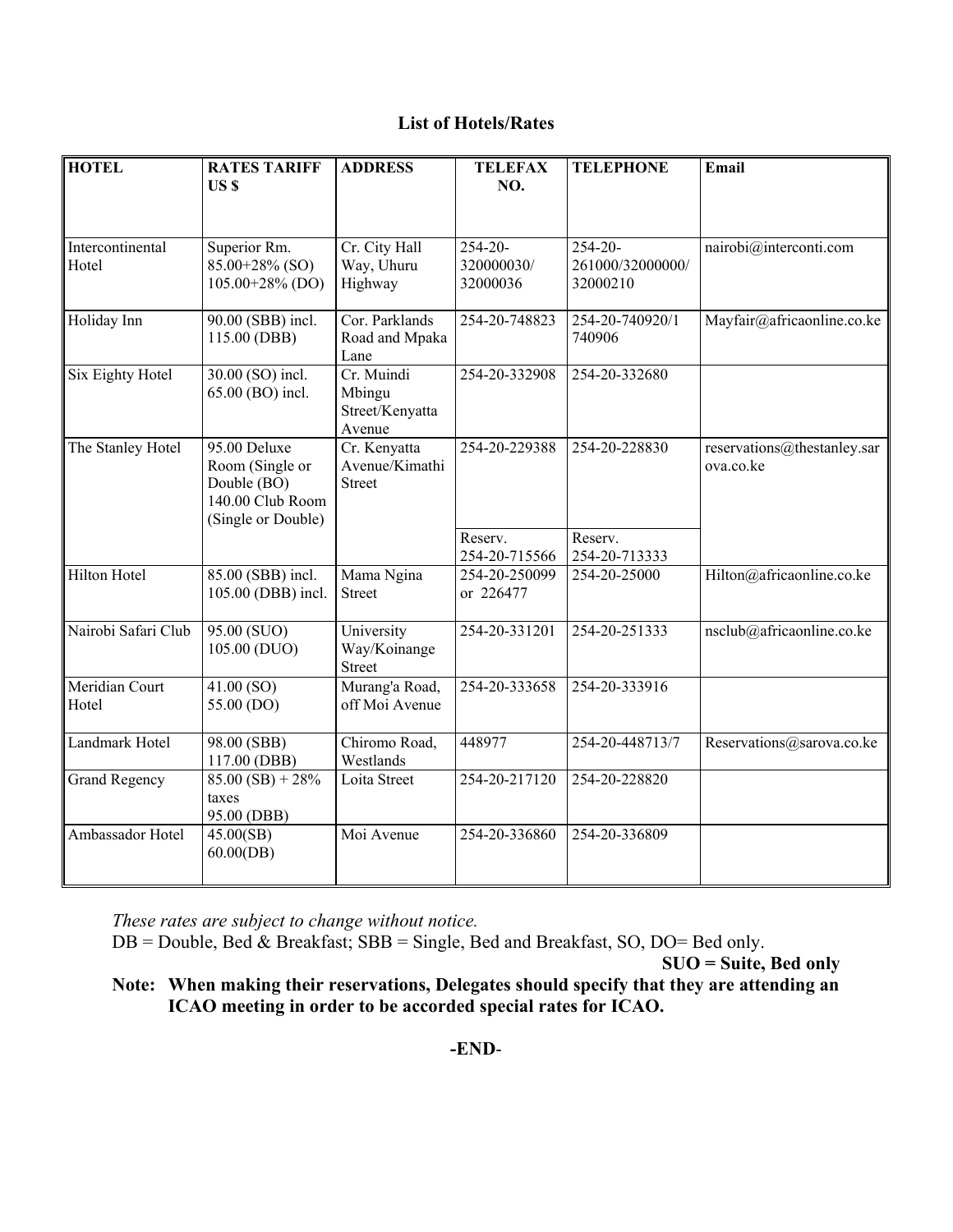**List of Hotels/Rates**

| HOTEL | RATES TARIFF US $ | ADDRESS | TELEFAX NO. | TELEPHONE | Email |
|---|---|---|---|---|---|
| Intercontinental Hotel | Superior Rm. 85.00+28% (SO) 105.00+28% (DO) | Cr. City Hall Way, Uhuru Highway | 254-20-320000030/ 32000036 | 254-20-261000/32000000/ 32000210 | nairobi@interconti.com |
| Holiday Inn | 90.00 (SBB) incl. 115.00 (DBB) | Cor. Parklands Road and Mpaka Lane | 254-20-748823 | 254-20-740920/1 740906 | Mayfair@africaonline.co.ke |
| Six Eighty Hotel | 30.00 (SO) incl. 65.00 (BO) incl. | Cr. Muindi Mbingu Street/Kenyatta Avenue | 254-20-332908 | 254-20-332680 | |
| The Stanley Hotel | 95.00 Deluxe Room (Single or Double (BO) 140.00 Club Room (Single or Double) | Cr. Kenyatta Avenue/Kimathi Street | 254-20-229388<br>Reserv. 254-20-715566 | 254-20-228830<br>Reserv. 254-20-713333 | reservations@thestanley.sarova.co.ke |
| Hilton Hotel | 85.00 (SBB) incl. 105.00 (DBB) incl. | Mama Ngina Street | 254-20-250099 or 226477 | 254-20-25000 | Hilton@africaonline.co.ke |
| Nairobi Safari Club | 95.00 (SUO) 105.00 (DUO) | University Way/Koinange Street | 254-20-331201 | 254-20-251333 | nsclub@africaonline.co.ke |
| Meridian Court Hotel | 41.00 (SO) 55.00 (DO) | Murang'a Road, off Moi Avenue | 254-20-333658 | 254-20-333916 | |
| Landmark Hotel | 98.00 (SBB) 117.00 (DBB) | Chiromo Road, Westlands | 448977 | 254-20-448713/7 | Reservations@sarova.co.ke |
| Grand Regency | 85.00 (SB) + 28% taxes 95.00 (DBB) | Loita Street | 254-20-217120 | 254-20-228820 | |
| Ambassador Hotel | 45.00(SB) 60.00(DB) | Moi Avenue | 254-20-336860 | 254-20-336809 | |

*These rates are subject to change without notice.*

DB = Double, Bed & Breakfast; SBB = Single, Bed and Breakfast, SO, DO= Bed only.

**SUO = Suite, Bed only**

**Note: When making their reservations, Delegates should specify that they are attending an ICAO meeting in order to be accorded special rates for ICAO.**

**-END-**